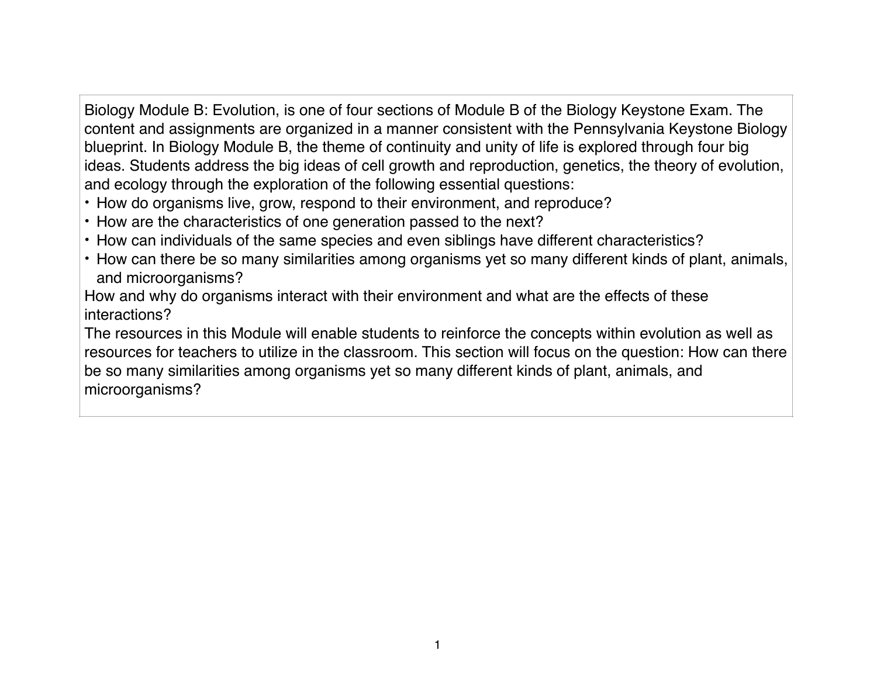Biology Module B: Evolution, is one of four sections of Module B of the Biology Keystone Exam. The content and assignments are organized in a manner consistent with the Pennsylvania Keystone Biology blueprint. In Biology Module B, the theme of continuity and unity of life is explored through four big ideas. Students address the big ideas of cell growth and reproduction, genetics, the theory of evolution, and ecology through the exploration of the following essential questions:

- How do organisms live, grow, respond to their environment, and reproduce?
- How are the characteristics of one generation passed to the next?
- How can individuals of the same species and even siblings have different characteristics?
- How can there be so many similarities among organisms yet so many different kinds of plant, animals, and microorganisms?

How and why do organisms interact with their environment and what are the effects of these interactions?

The resources in this Module will enable students to reinforce the concepts within evolution as well as resources for teachers to utilize in the classroom. This section will focus on the question: How can there be so many similarities among organisms yet so many different kinds of plant, animals, and microorganisms?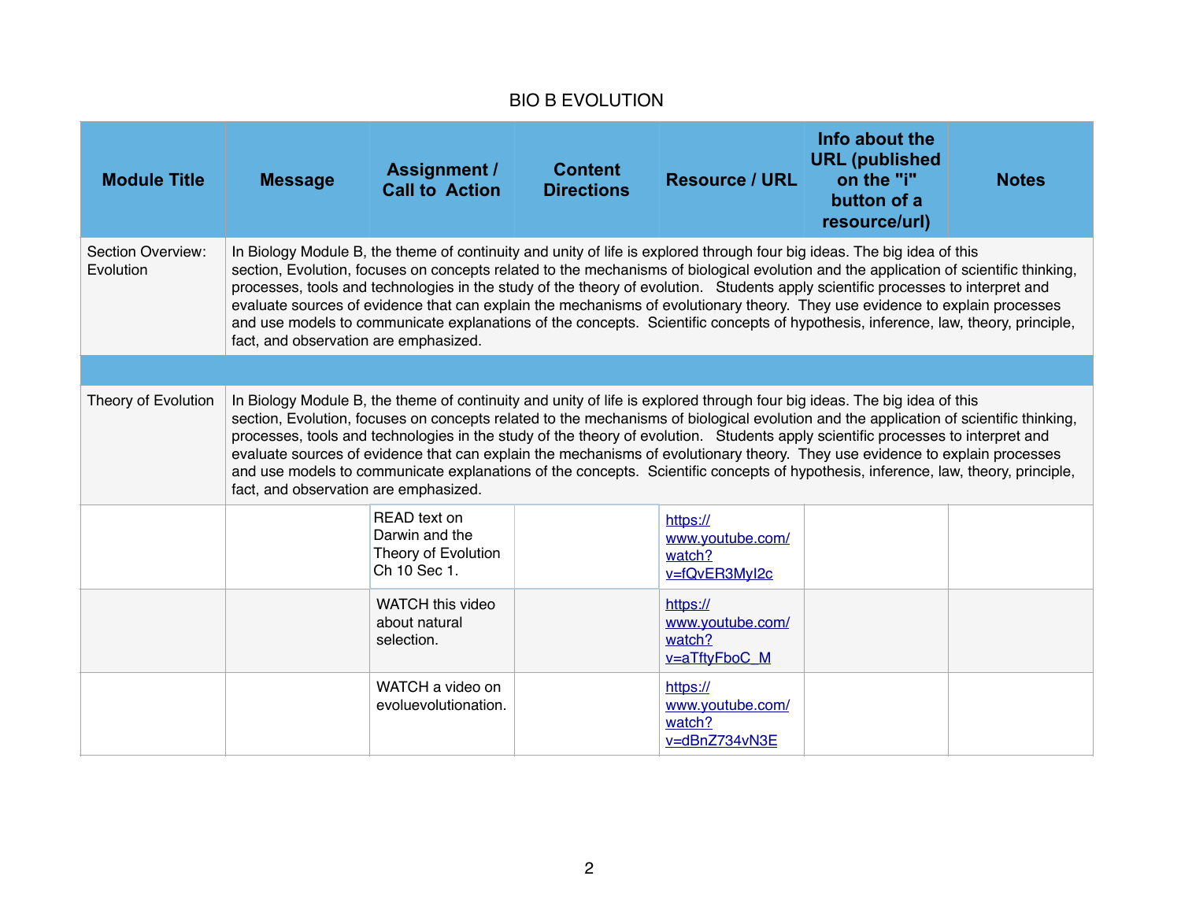# BIO B EVOLUTION

| Module Title | Message | Assignment / Call to Action | Content Directions | Resource / URL | Info about the URL (published on the "i" button of a resource/url) | Notes |
|---|---|---|---|---|---|---|
| Section Overview: Evolution | In Biology Module B, the theme of continuity and unity of life is explored through four big ideas. The big idea of this section, Evolution, focuses on concepts related to the mechanisms of biological evolution and the application of scientific thinking, processes, tools and technologies in the study of the theory of evolution. Students apply scientific processes to interpret and evaluate sources of evidence that can explain the mechanisms of evolutionary theory. They use evidence to explain processes and use models to communicate explanations of the concepts. Scientific concepts of hypothesis, inference, law, theory, principle, fact, and observation are emphasized. | | | | | |
| | | | | | | |
| Theory of Evolution | In Biology Module B, the theme of continuity and unity of life is explored through four big ideas. The big idea of this section, Evolution, focuses on concepts related to the mechanisms of biological evolution and the application of scientific thinking, processes, tools and technologies in the study of the theory of evolution. Students apply scientific processes to interpret and evaluate sources of evidence that can explain the mechanisms of evolutionary theory. They use evidence to explain processes and use models to communicate explanations of the concepts. Scientific concepts of hypothesis, inference, law, theory, principle, fact, and observation are emphasized. | | | | | |
| | | READ text on Darwin and the Theory of Evolution Ch 10 Sec 1. | | https://www.youtube.com/watch?v=fQvER3MyI2c | | |
| | | WATCH this video about natural selection. | | https://www.youtube.com/watch?v=aTftyFboC_M | | |
| | | WATCH a video on evoluevolutionation. | | https://www.youtube.com/watch?v=dBnZ734vN3E | | |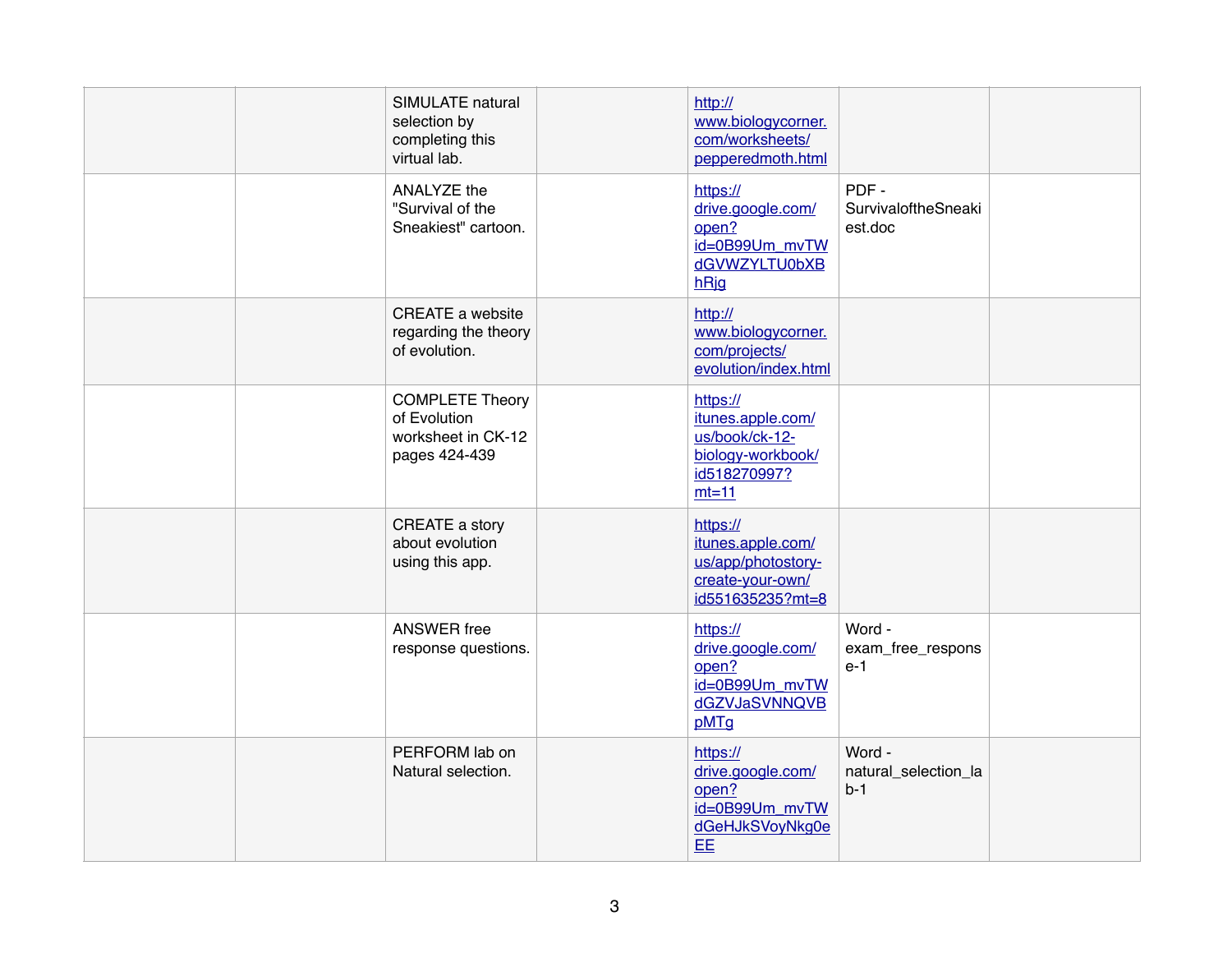| | | | | | | |
|---|---|---|---|---|---|---|
| | | SIMULATE natural selection by completing this virtual lab. | | http://www.biologycorner.com/worksheets/pepperedmoth.html | | |
| | | ANALYZE the "Survival of the Sneakiest" cartoon. | | https://drive.google.com/open?id=0B99Um_mvTWdGVWZYLTU0bXBhRjg | PDF - SurvivaloftheSneakiest.doc | |
| | | CREATE a website regarding the theory of evolution. | | http://www.biologycorner.com/projects/evolution/index.html | | |
| | | COMPLETE Theory of Evolution worksheet in CK-12 pages 424-439 | | https://itunes.apple.com/us/book/ck-12-biology-workbook/id518270997?mt=11 | | |
| | | CREATE a story about evolution using this app. | | https://itunes.apple.com/us/app/photostory-create-your-own/id551635235?mt=8 | | |
| | | ANSWER free response questions. | | https://drive.google.com/open?id=0B99Um_mvTWdGZVJaSVNNQVBpMTg | Word - exam_free_response-1 | |
| | | PERFORM lab on Natural selection. | | https://drive.google.com/open?id=0B99Um_mvTWdGeHJkSVoyNkg0eEE | Word - natural_selection_lab-1 | |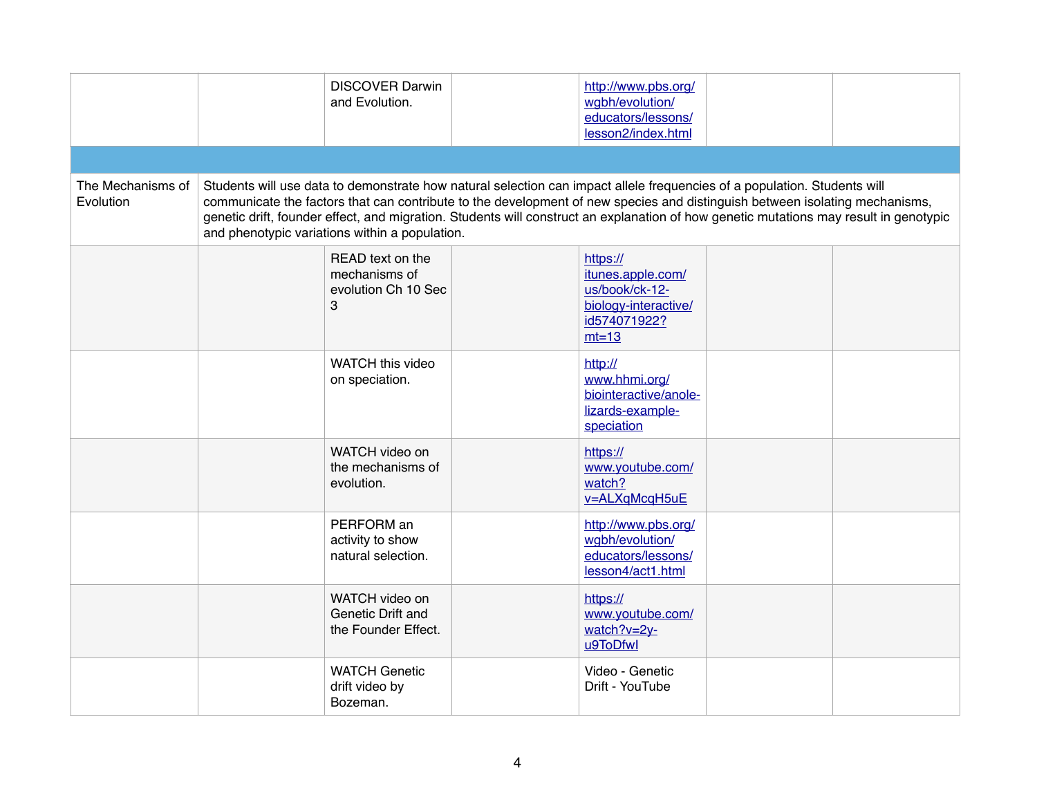| | | | | | | |
|---|---|---|---|---|---|---|
| | | DISCOVER Darwin and Evolution. | | http://www.pbs.org/wgbh/evolution/educators/lessons/lesson2/index.html | | |
| | | | | | | |
| The Mechanisms of Evolution | Students will use data to demonstrate how natural selection can impact allele frequencies of a population. Students will communicate the factors that can contribute to the development of new species and distinguish between isolating mechanisms, genetic drift, founder effect, and migration. Students will construct an explanation of how genetic mutations may result in genotypic and phenotypic variations within a population. | | | | | |
| | | READ text on the mechanisms of evolution Ch 10 Sec 3 | | https://itunes.apple.com/us/book/ck-12-biology-interactive/id574071922?mt=13 | | |
| | | WATCH this video on speciation. | | http://www.hhmi.org/biointeractive/anole-lizards-example-speciation | | |
| | | WATCH video on the mechanisms of evolution. | | https://www.youtube.com/watch?v=ALXqMcqH5uE | | |
| | | PERFORM an activity to show natural selection. | | http://www.pbs.org/wgbh/evolution/educators/lessons/lesson4/act1.html | | |
| | | WATCH video on Genetic Drift and the Founder Effect. | | https://www.youtube.com/watch?v=2y-u9ToDfwI | | |
| | | WATCH Genetic drift video by Bozeman. | | Video - Genetic Drift - YouTube | | |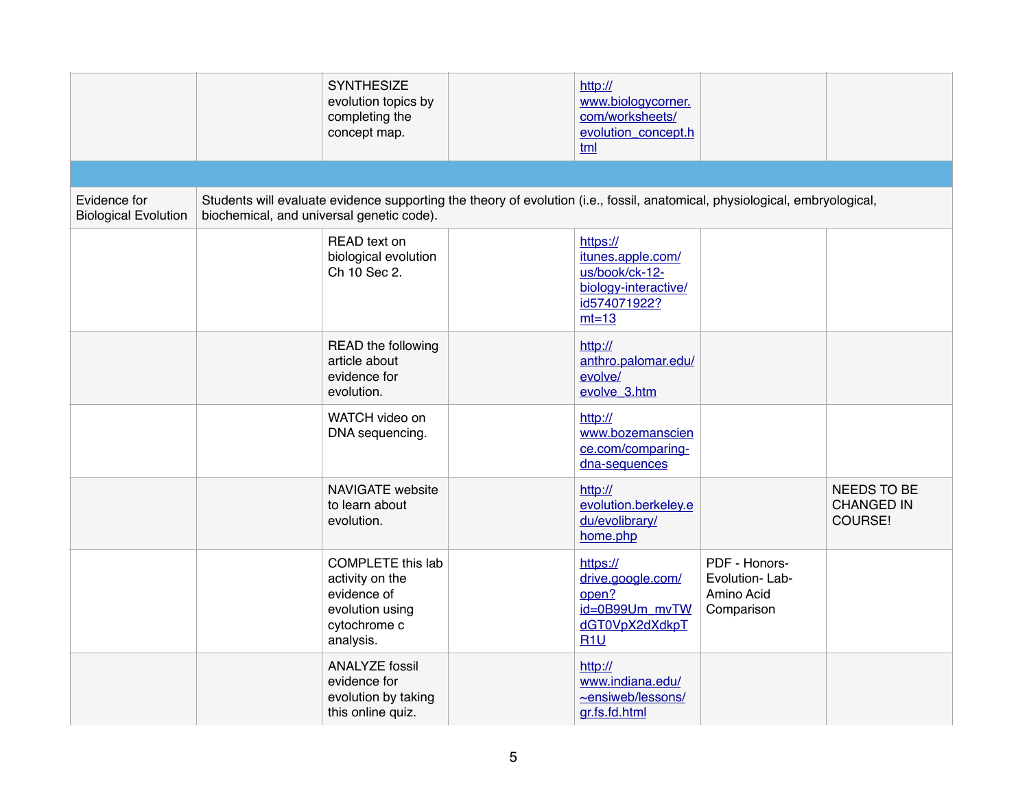| | | | | | | |
|---|---|---|---|---|---|---|
| | | SYNTHESIZE evolution topics by completing the concept map. | | http://www.biologycorner.com/worksheets/evolution_concept.html | | |
| | | | | | | |
| Evidence for Biological Evolution | Students will evaluate evidence supporting the theory of evolution (i.e., fossil, anatomical, physiological, embryological, biochemical, and universal genetic code). | | | | | |
| | | READ text on biological evolution Ch 10 Sec 2. | | https://itunes.apple.com/us/book/ck-12-biology-interactive/id574071922?mt=13 | | |
| | | READ the following article about evidence for evolution. | | http://anthro.palomar.edu/evolve/evolve_3.htm | | |
| | | WATCH video on DNA sequencing. | | http://www.bozemanscience.com/comparing-dna-sequences | | |
| | | NAVIGATE website to learn about evolution. | | http://evolution.berkeley.edu/evolibrary/home.php | | NEEDS TO BE CHANGED IN COURSE! |
| | | COMPLETE this lab activity on the evidence of evolution using cytochrome c analysis. | | https://drive.google.com/open?id=0B99Um_mvTWdGT0VpX2dXdkpTR1U | PDF - Honors-Evolution- Lab-Amino Acid Comparison | |
| | | ANALYZE fossil evidence for evolution by taking this online quiz. | | http://www.indiana.edu/~ensiweb/lessons/gr.fs.fd.html | | |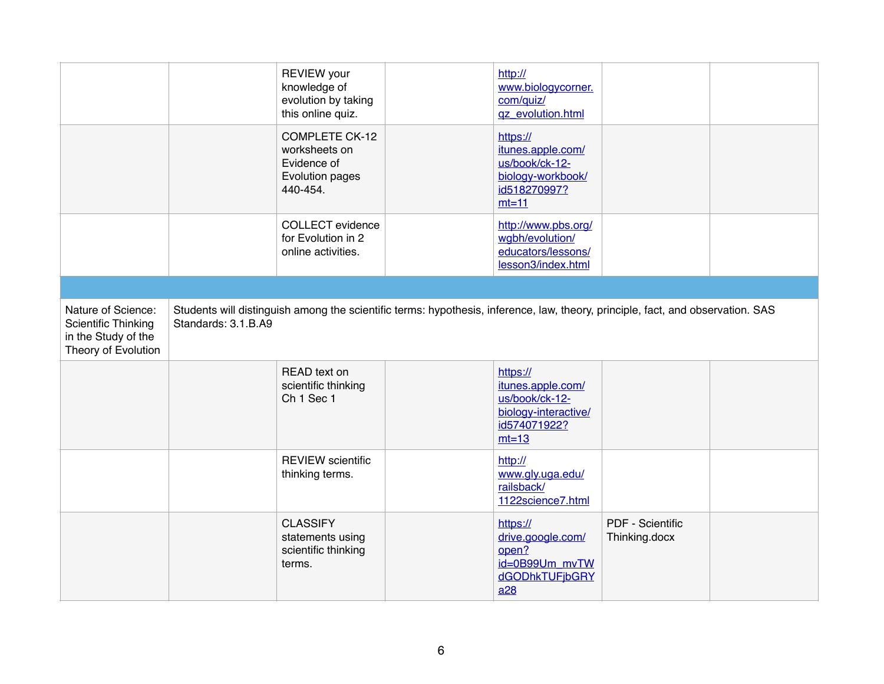| | | | | | | |
|---|---|---|---|---|---|---|
| | | REVIEW your knowledge of evolution by taking this online quiz. | | http://www.biologycorner.com/quiz/qz_evolution.html | | |
| | | COMPLETE CK-12 worksheets on Evidence of Evolution pages 440-454. | | https://itunes.apple.com/us/book/ck-12-biology-workbook/id518270997?mt=11 | | |
| | | COLLECT evidence for Evolution in 2 online activities. | | http://www.pbs.org/wgbh/evolution/educators/lessons/lesson3/index.html | | |
| | | | | | | |
| Nature of Science: Scientific Thinking in the Study of the Theory of Evolution | Students will distinguish among the scientific terms: hypothesis, inference, law, theory, principle, fact, and observation. SAS Standards: 3.1.B.A9 | | | | | |
| | | READ text on scientific thinking Ch 1 Sec 1 | | https://itunes.apple.com/us/book/ck-12-biology-interactive/id574071922?mt=13 | | |
| | | REVIEW scientific thinking terms. | | http://www.gly.uga.edu/railsback/1122science7.html | | |
| | | CLASSIFY statements using scientific thinking terms. | | https://drive.google.com/open?id=0B99Um_mvTWdGODhkTUFjbGRYa28 | PDF - Scientific Thinking.docx | |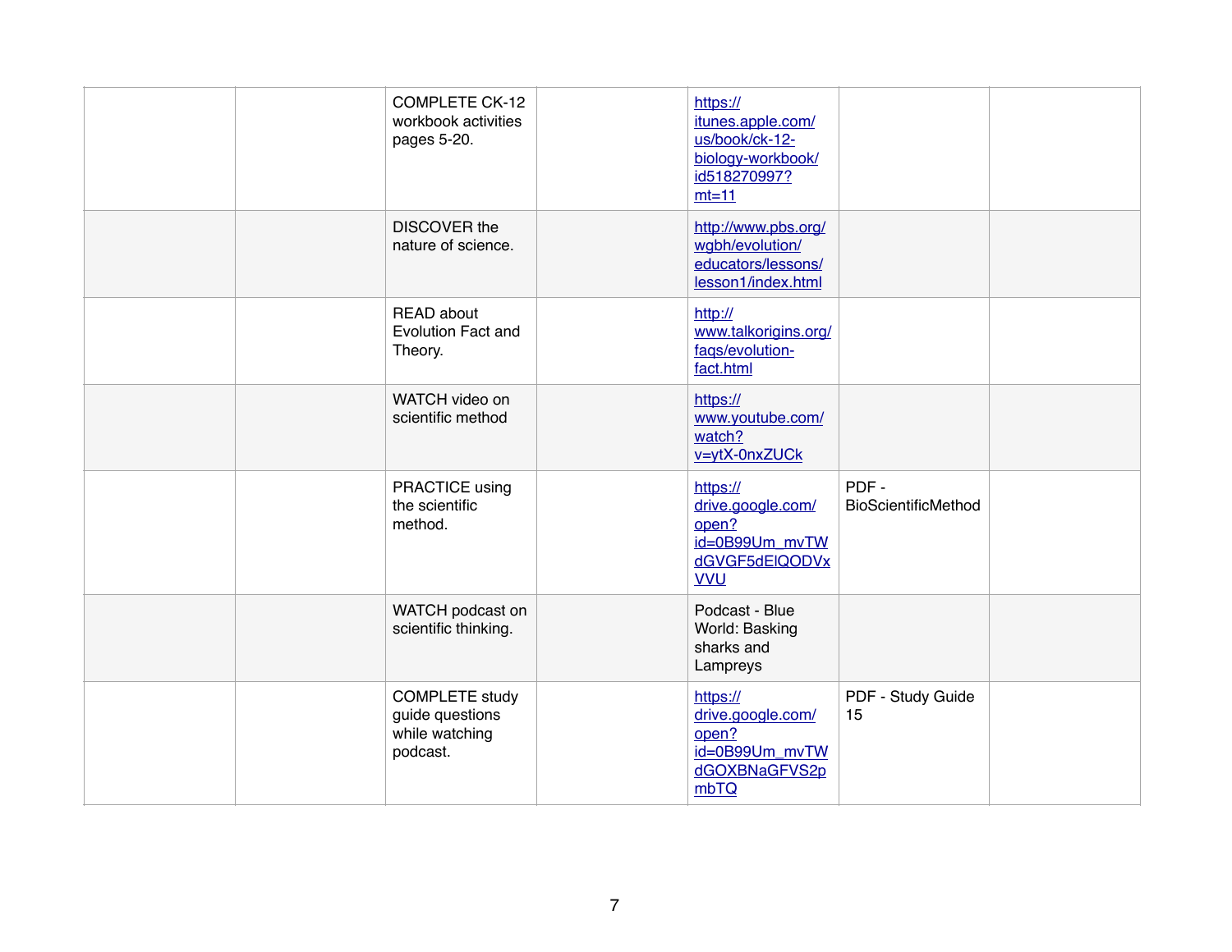| | | | | | | |
|---|---|---|---|---|---|---|
| | | COMPLETE CK-12 workbook activities pages 5-20. | | https://itunes.apple.com/us/book/ck-12-biology-workbook/id518270997?mt=11 | | |
| | | DISCOVER the nature of science. | | http://www.pbs.org/wgbh/evolution/educators/lessons/lesson1/index.html | | |
| | | READ about Evolution Fact and Theory. | | http://www.talkorigins.org/faqs/evolution-fact.html | | |
| | | WATCH video on scientific method | | https://www.youtube.com/watch?v=ytX-0nxZUCk | | |
| | | PRACTICE using the scientific method. | | https://drive.google.com/open?id=0B99Um_mvTWdGVGF5dElQODVxVVU | PDF - BioScientificMethod | |
| | | WATCH podcast on scientific thinking. | | Podcast - Blue World: Basking sharks and Lampreys | | |
| | | COMPLETE study guide questions while watching podcast. | | https://drive.google.com/open?id=0B99Um_mvTWdGOXBNaGFVS2pmbTQ | PDF - Study Guide 15 | |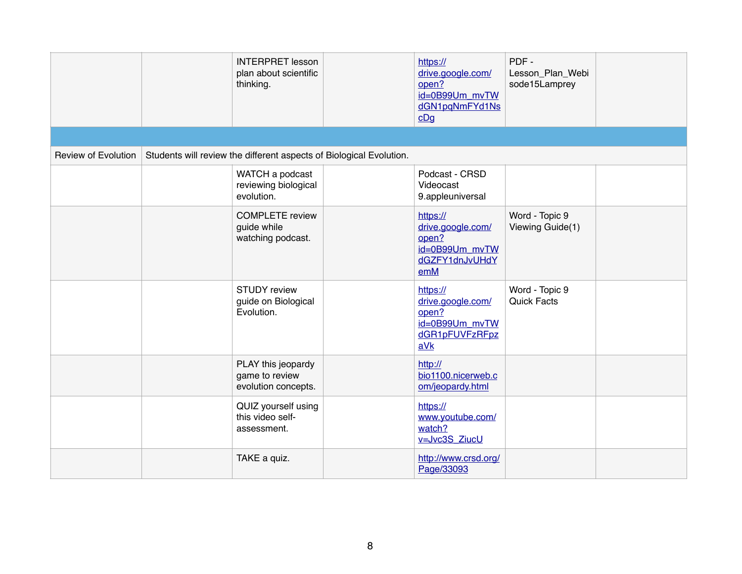| | | | | | | |
|---|---|---|---|---|---|---|
| | | INTERPRET lesson plan about scientific thinking. | | https://drive.google.com/open?id=0B99Um_mvTWdGN1pqNmFYd1NscDg | PDF - Lesson_Plan_Webisode15Lamprey | |
| | | | | | | |
| Review of Evolution | Students will review the different aspects of Biological Evolution. | | | | | |
| | | WATCH a podcast reviewing biological evolution. | | Podcast - CRSD Videocast 9.appleuniversal | | |
| | | COMPLETE review guide while watching podcast. | | https://drive.google.com/open?id=0B99Um_mvTWdGZFY1dnJvUHdYemM | Word - Topic 9 Viewing Guide(1) | |
| | | STUDY review guide on Biological Evolution. | | https://drive.google.com/open?id=0B99Um_mvTWdGR1pFUVFzRFpzaVk | Word - Topic 9 Quick Facts | |
| | | PLAY this jeopardy game to review evolution concepts. | | http://bio1100.nicerweb.com/jeopardy.html | | |
| | | QUIZ yourself using this video self-assessment. | | https://www.youtube.com/watch?v=Jvc3S_ZiucU | | |
| | | TAKE a quiz. | | http://www.crsd.org/Page/33093 | | |